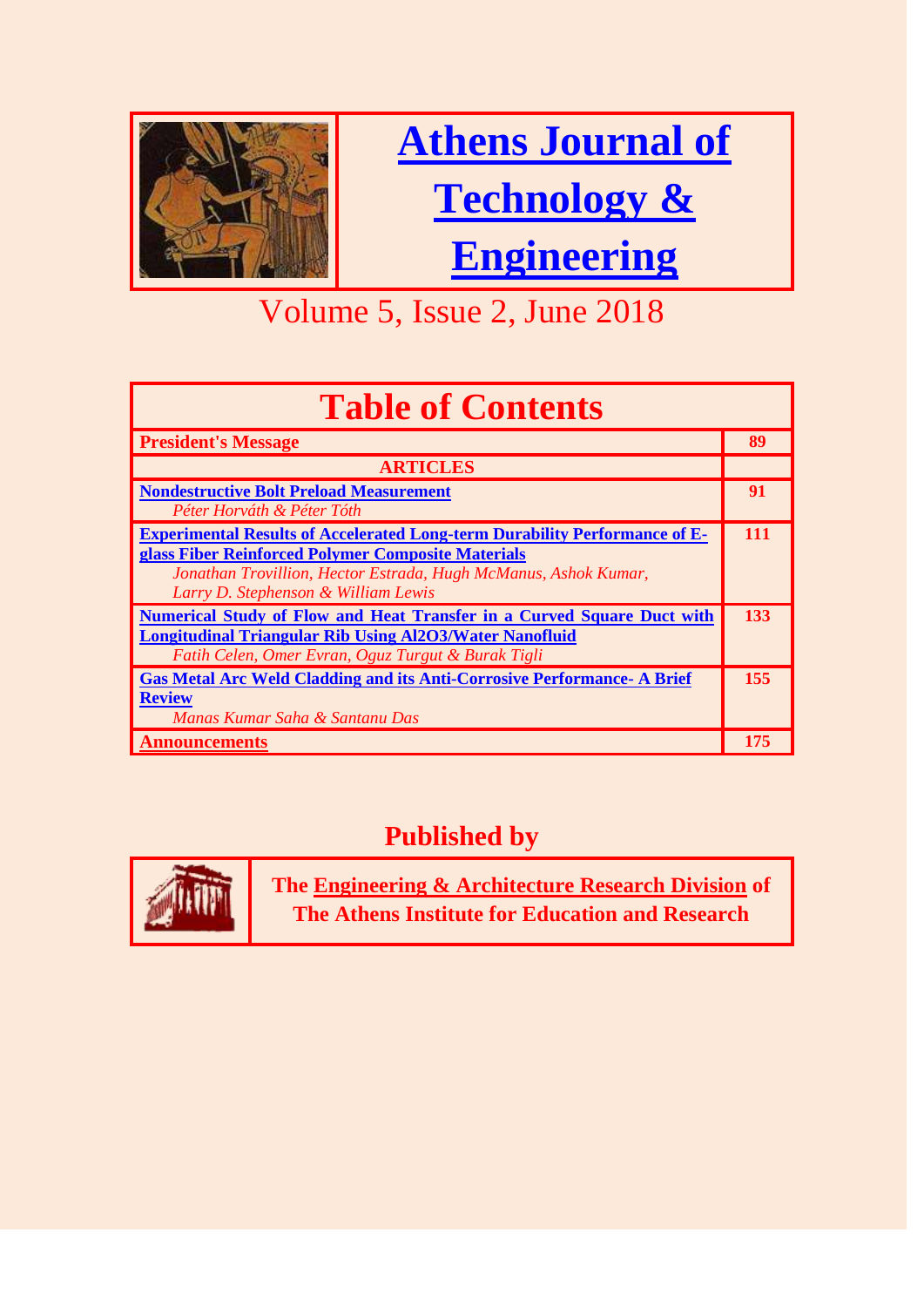# Athens Journal of Technology & Engineering

Volume 5, Issue 2, June 2018

## Table of Contents

| | |
|---|---|
| **President's Message** | **89** |
| **ARTICLES** | |
| **Nondestructive Bolt Preload Measurement**<br>*Péter Horváth & Péter Tóth* | **91** |
| **Experimental Results of Accelerated Long-term Durability Performance of E-glass Fiber Reinforced Polymer Composite Materials**<br>*Jonathan Trovillion, Hector Estrada, Hugh McManus, Ashok Kumar, Larry D. Stephenson & William Lewis* | **111** |
| **Numerical Study of Flow and Heat Transfer in a Curved Square Duct with Longitudinal Triangular Rib Using Al2O3/Water Nanofluid**<br>*Fatih Celen, Omer Evran, Oguz Turgut & Burak Tigli* | **133** |
| **Gas Metal Arc Weld Cladding and its Anti-Corrosive Performance- A Brief Review**<br>*Manas Kumar Saha & Santanu Das* | **155** |
| **Announcements** | **175** |

## Published by

**The Engineering & Architecture Research Division of The Athens Institute for Education and Research**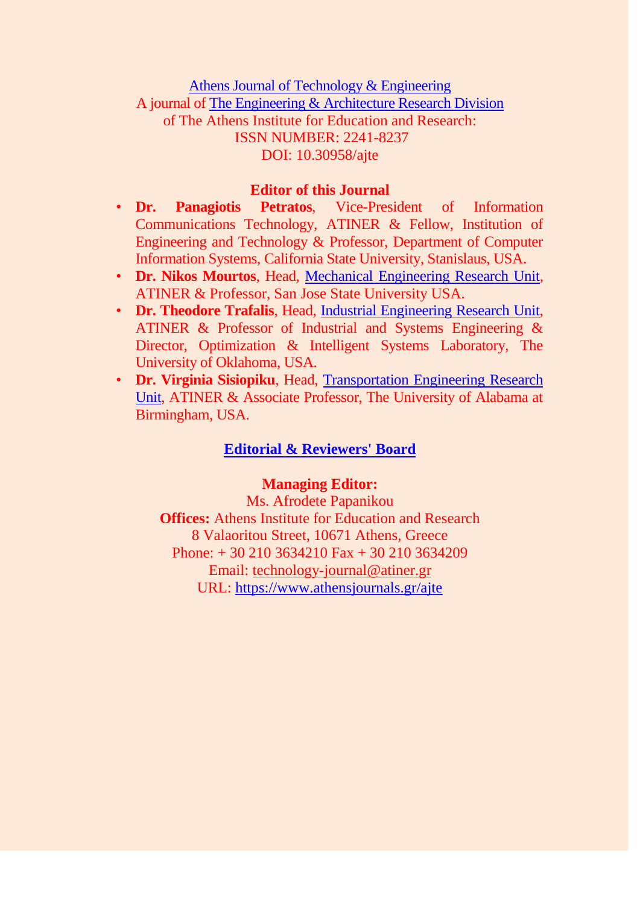Athens Journal of Technology & Engineering
A journal of The Engineering & Architecture Research Division
of The Athens Institute for Education and Research:
ISSN NUMBER: 2241-8237
DOI: 10.30958/ajte

**Editor of this Journal**

- **Dr. Panagiotis Petratos**, Vice-President of Information Communications Technology, ATINER & Fellow, Institution of Engineering and Technology & Professor, Department of Computer Information Systems, California State University, Stanislaus, USA.
- **Dr. Nikos Mourtos**, Head, Mechanical Engineering Research Unit, ATINER & Professor, San Jose State University USA.
- **Dr. Theodore Trafalis**, Head, Industrial Engineering Research Unit, ATINER & Professor of Industrial and Systems Engineering & Director, Optimization & Intelligent Systems Laboratory, The University of Oklahoma, USA.
- **Dr. Virginia Sisiopiku**, Head, Transportation Engineering Research Unit, ATINER & Associate Professor, The University of Alabama at Birmingham, USA.

**Editorial & Reviewers' Board**

**Managing Editor:**
Ms. Afrodete Papanikou
**Offices:** Athens Institute for Education and Research
8 Valaoritou Street, 10671 Athens, Greece
Phone: + 30 210 3634210 Fax + 30 210 3634209
Email: technology-journal@atiner.gr
URL: https://www.athensjournals.gr/ajte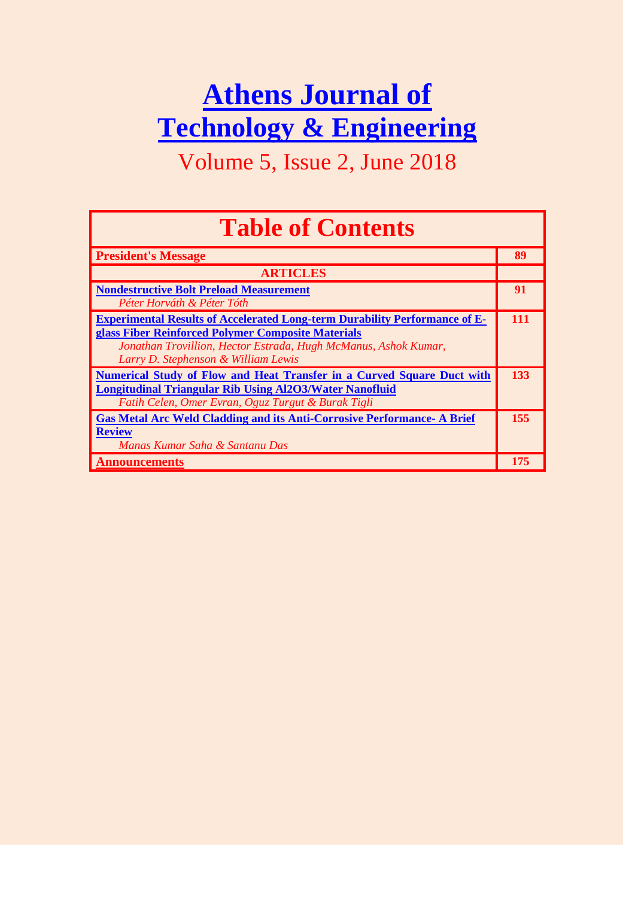# Athens Journal of Technology & Engineering

Volume 5, Issue 2, June 2018

## Table of Contents

| | |
|---|---|
| **President's Message** | **89** |
| **ARTICLES** | |
| **Nondestructive Bolt Preload Measurement**<br>*Péter Horváth & Péter Tóth* | **91** |
| **Experimental Results of Accelerated Long-term Durability Performance of E-glass Fiber Reinforced Polymer Composite Materials**<br>*Jonathan Trovillion, Hector Estrada, Hugh McManus, Ashok Kumar, Larry D. Stephenson & William Lewis* | **111** |
| **Numerical Study of Flow and Heat Transfer in a Curved Square Duct with Longitudinal Triangular Rib Using Al2O3/Water Nanofluid**<br>*Fatih Celen, Omer Evran, Oguz Turgut & Burak Tigli* | **133** |
| **Gas Metal Arc Weld Cladding and its Anti-Corrosive Performance- A Brief Review**<br>*Manas Kumar Saha & Santanu Das* | **155** |
| **Announcements** | **175** |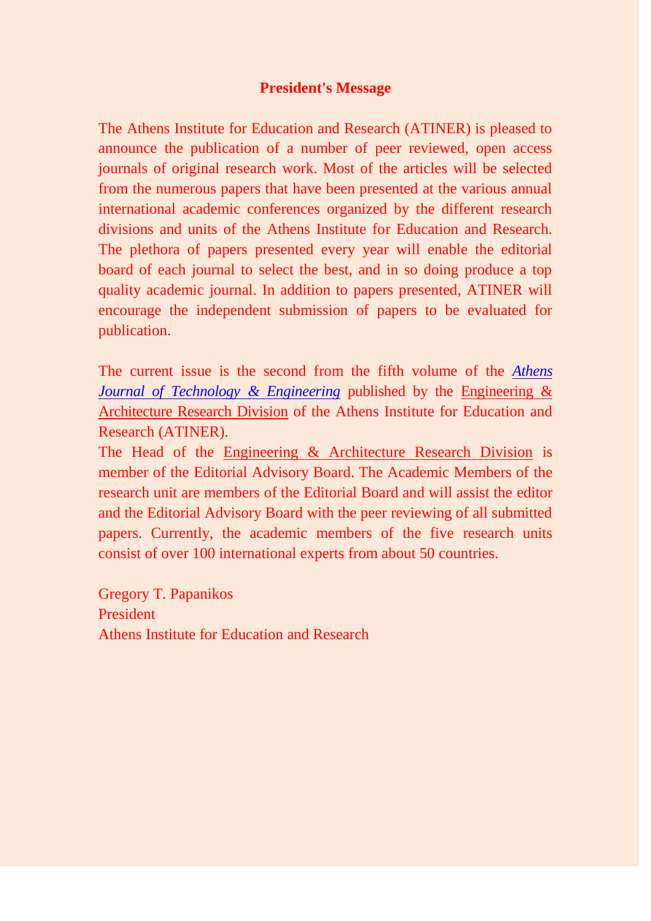## President's Message

The Athens Institute for Education and Research (ATINER) is pleased to announce the publication of a number of peer reviewed, open access journals of original research work. Most of the articles will be selected from the numerous papers that have been presented at the various annual international academic conferences organized by the different research divisions and units of the Athens Institute for Education and Research. The plethora of papers presented every year will enable the editorial board of each journal to select the best, and in so doing produce a top quality academic journal. In addition to papers presented, ATINER will encourage the independent submission of papers to be evaluated for publication.

The current issue is the second from the fifth volume of the *Athens Journal of Technology & Engineering* published by the Engineering & Architecture Research Division of the Athens Institute for Education and Research (ATINER).
The Head of the Engineering & Architecture Research Division is member of the Editorial Advisory Board. The Academic Members of the research unit are members of the Editorial Board and will assist the editor and the Editorial Advisory Board with the peer reviewing of all submitted papers. Currently, the academic members of the five research units consist of over 100 international experts from about 50 countries.

Gregory T. Papanikos
President
Athens Institute for Education and Research